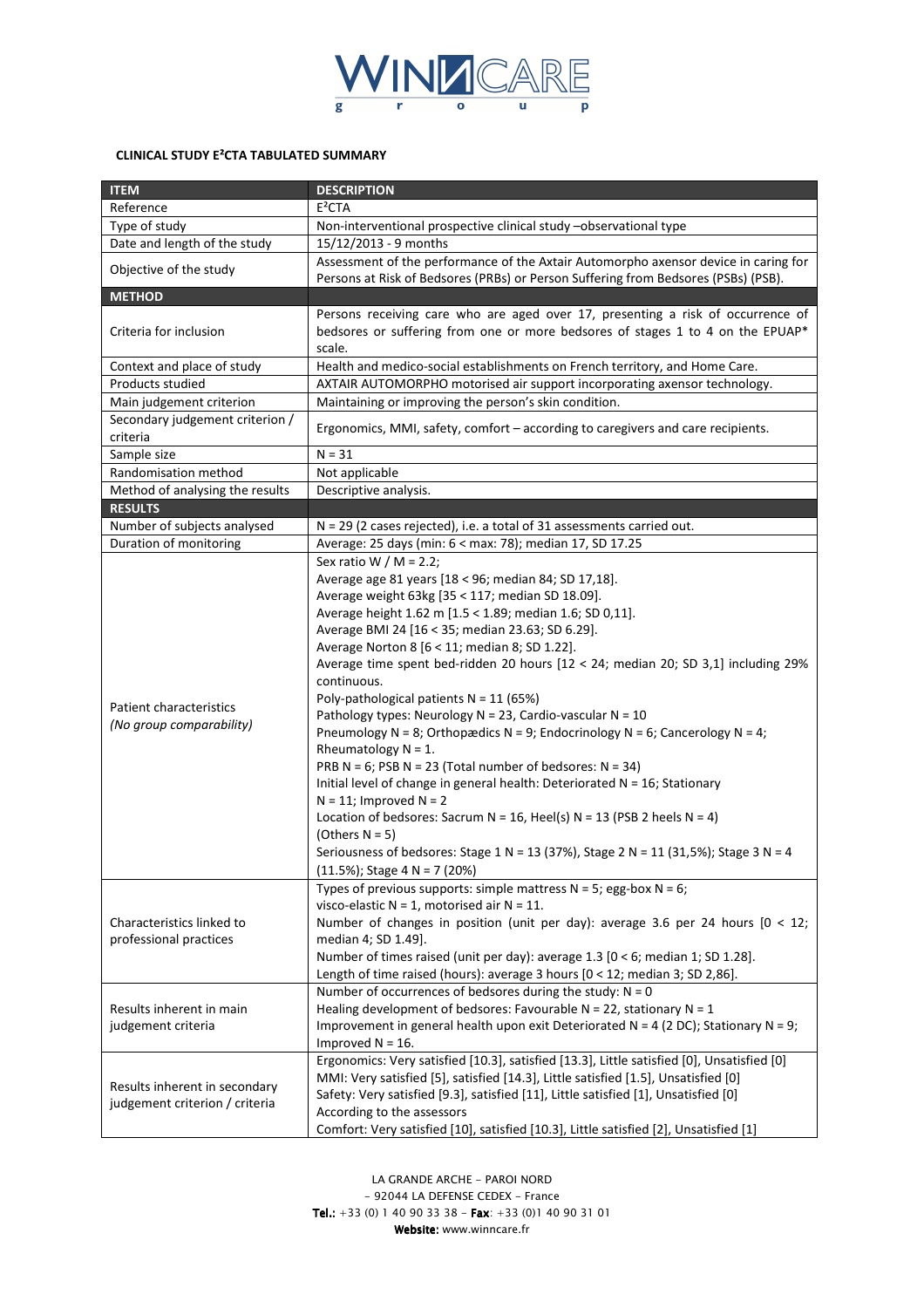WINNCARE group

**CLINICAL STUDY E²CTA TABULATED SUMMARY**

| ITEM | DESCRIPTION |
|---|---|
| Reference | E²CTA |
| Type of study | Non-interventional prospective clinical study –observational type |
| Date and length of the study | 15/12/2013 - 9 months |
| Objective of the study | Assessment of the performance of the Axtair Automorpho axensor device in caring for Persons at Risk of Bedsores (PRBs) or Person Suffering from Bedsores (PSBs) (PSB). |
| **METHOD** | |
| Criteria for inclusion | Persons receiving care who are aged over 17, presenting a risk of occurrence of bedsores or suffering from one or more bedsores of stages 1 to 4 on the EPUAP* scale. |
| Context and place of study | Health and medico-social establishments on French territory, and Home Care. |
| Products studied | AXTAIR AUTOMORPHO motorised air support incorporating axensor technology. |
| Main judgement criterion | Maintaining or improving the person's skin condition. |
| Secondary judgement criterion / criteria | Ergonomics, MMI, safety, comfort – according to caregivers and care recipients. |
| Sample size | N = 31 |
| Randomisation method | Not applicable |
| Method of analysing the results | Descriptive analysis. |
| **RESULTS** | |
| Number of subjects analysed | N = 29 (2 cases rejected), i.e. a total of 31 assessments carried out. |
| Duration of monitoring | Average: 25 days (min: 6 < max: 78); median 17, SD 17.25 |
| Patient characteristics *(No group comparability)* | Sex ratio W / M = 2.2;<br>Average age 81 years [18 < 96; median 84; SD 17,18].<br>Average weight 63kg [35 < 117; median SD 18.09].<br>Average height 1.62 m [1.5 < 1.89; median 1.6; SD 0,11].<br>Average BMI 24 [16 < 35; median 23.63; SD 6.29].<br>Average Norton 8 [6 < 11; median 8; SD 1.22].<br>Average time spent bed-ridden 20 hours [12 < 24; median 20; SD 3,1] including 29% continuous.<br>Poly-pathological patients N = 11 (65%)<br>Pathology types: Neurology N = 23, Cardio-vascular N = 10<br>Pneumology N = 8; Orthopædics N = 9; Endocrinology N = 6; Cancerology N = 4;<br>Rheumatology N = 1.<br>PRB N = 6; PSB N = 23 (Total number of bedsores: N = 34)<br>Initial level of change in general health: Deteriorated N = 16; Stationary N = 11; Improved N = 2<br>Location of bedsores: Sacrum N = 16, Heel(s) N = 13 (PSB 2 heels N = 4) (Others N = 5)<br>Seriousness of bedsores: Stage 1 N = 13 (37%), Stage 2 N = 11 (31,5%); Stage 3 N = 4 (11.5%); Stage 4 N = 7 (20%) |
| Characteristics linked to professional practices | Types of previous supports: simple mattress N = 5; egg-box N = 6;<br>visco-elastic N = 1, motorised air N = 11.<br>Number of changes in position (unit per day): average 3.6 per 24 hours [0 < 12; median 4; SD 1.49].<br>Number of times raised (unit per day): average 1.3 [0 < 6; median 1; SD 1.28].<br>Length of time raised (hours): average 3 hours [0 < 12; median 3; SD 2,86]. |
| Results inherent in main judgement criteria | Number of occurrences of bedsores during the study: N = 0<br>Healing development of bedsores: Favourable N = 22, stationary N = 1<br>Improvement in general health upon exit Deteriorated N = 4 (2 DC); Stationary N = 9; Improved N = 16. |
| Results inherent in secondary judgement criterion / criteria | Ergonomics: Very satisfied [10.3], satisfied [13.3], Little satisfied [0], Unsatisfied [0]<br>MMI: Very satisfied [5], satisfied [14.3], Little satisfied [1.5], Unsatisfied [0]<br>Safety: Very satisfied [9.3], satisfied [11], Little satisfied [1], Unsatisfied [0]<br>According to the assessors<br>Comfort: Very satisfied [10], satisfied [10.3], Little satisfied [2], Unsatisfied [1] |

LA GRANDE ARCHE – PAROI NORD
– 92044 LA DEFENSE CEDEX – France
**Tel.:** +33 (0) 1 40 90 33 38 – **Fax**: +33 (0)1 40 90 31 01
**Website:** www.winncare.fr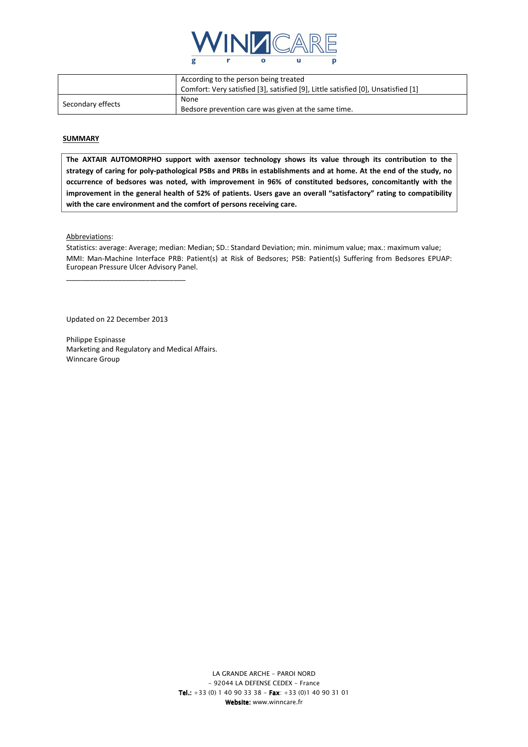| | |
|---|---|
| | According to the person being treated<br>Comfort: Very satisfied [3], satisfied [9], Little satisfied [0], Unsatisfied [1] |
| Secondary effects | None<br>Bedsore prevention care was given at the same time. |

**SUMMARY**

**The AXTAIR AUTOMORPHO support with axensor technology shows its value through its contribution to the strategy of caring for poly-pathological PSBs and PRBs in establishments and at home. At the end of the study, no occurrence of bedsores was noted, with improvement in 96% of constituted bedsores, concomitantly with the improvement in the general health of 52% of patients. Users gave an overall "satisfactory" rating to compatibility with the care environment and the comfort of persons receiving care.**

Abbreviations:

Statistics: average: Average; median: Median; SD.: Standard Deviation; min. minimum value; max.: maximum value; MMI: Man-Machine Interface PRB: Patient(s) at Risk of Bedsores; PSB: Patient(s) Suffering from Bedsores EPUAP: European Pressure Ulcer Advisory Panel.

Updated on 22 December 2013

Philippe Espinasse
Marketing and Regulatory and Medical Affairs.
Winncare Group

LA GRANDE ARCHE – PAROI NORD
– 92044 LA DEFENSE CEDEX – France
**Tel.:** +33 (0) 1 40 90 33 38 – **Fax**: +33 (0)1 40 90 31 01
**Website:** www.winncare.fr